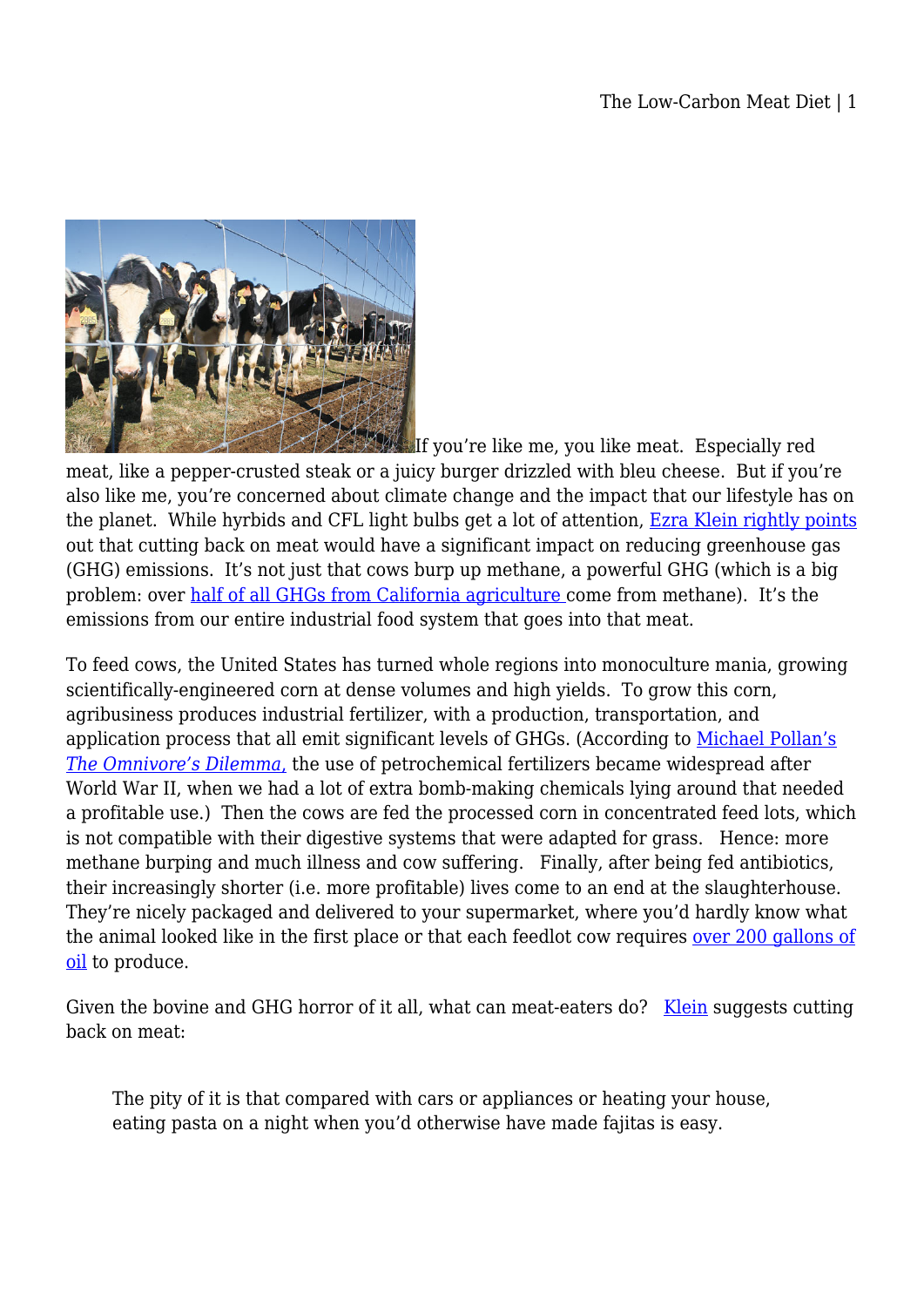If you're like me, you like meat. Especially red meat, like a pepper-crusted steak or a juicy burger drizzled with bleu cheese. But if you're also like me, you're concerned about climate change and the impact that our lifestyle has on the planet. While hyrbids and CFL light bulbs get a lot of attention, Ezra Klein rightly points out that cutting back on meat would have a significant impact on reducing greenhouse gas (GHG) emissions. It's not just that cows burp up methane, a powerful GHG (which is a big problem: over half of all GHGs from California agriculture come from methane). It's the emissions from our entire industrial food system that goes into that meat.

To feed cows, the United States has turned whole regions into monoculture mania, growing scientifically-engineered corn at dense volumes and high yields. To grow this corn, agribusiness produces industrial fertilizer, with a production, transportation, and application process that all emit significant levels of GHGs. (According to Michael Pollan's *The Omnivore's Dilemma*, the use of petrochemical fertilizers became widespread after World War II, when we had a lot of extra bomb-making chemicals lying around that needed a profitable use.) Then the cows are fed the processed corn in concentrated feed lots, which is not compatible with their digestive systems that were adapted for grass. Hence: more methane burping and much illness and cow suffering. Finally, after being fed antibiotics, their increasingly shorter (i.e. more profitable) lives come to an end at the slaughterhouse. They're nicely packaged and delivered to your supermarket, where you'd hardly know what the animal looked like in the first place or that each feedlot cow requires over 200 gallons of oil to produce.

Given the bovine and GHG horror of it all, what can meat-eaters do? Klein suggests cutting back on meat:

> The pity of it is that compared with cars or appliances or heating your house, eating pasta on a night when you'd otherwise have made fajitas is easy.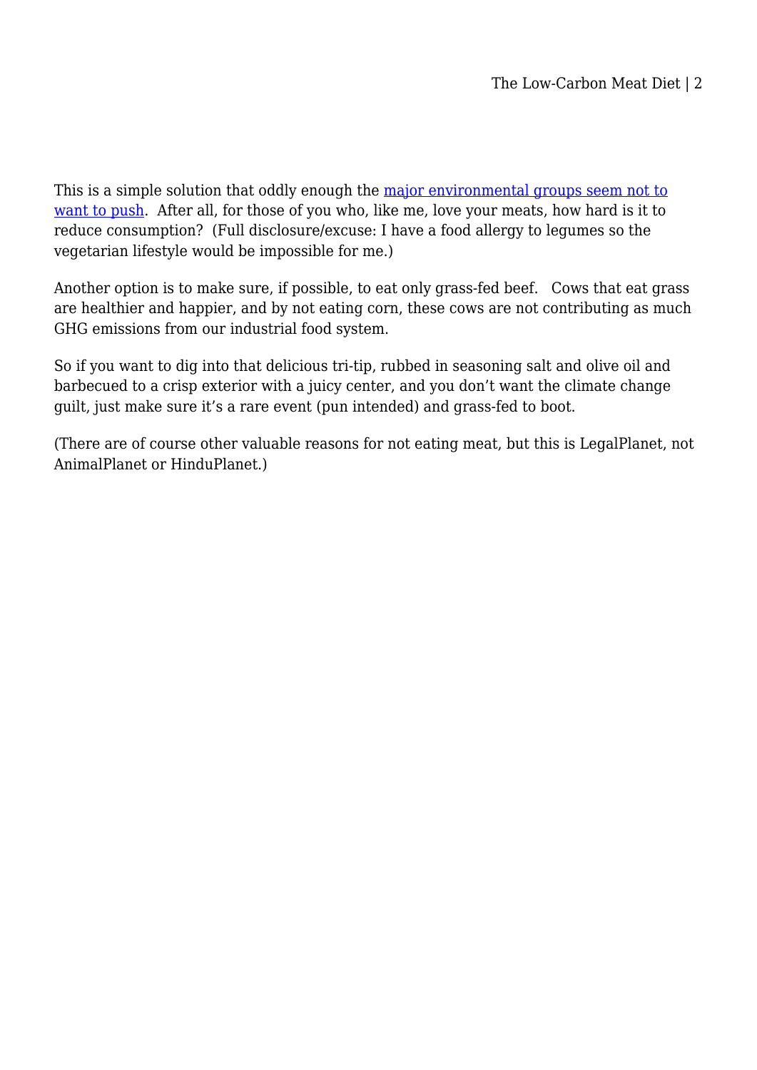This is a simple solution that oddly enough the major environmental groups seem not to want to push. After all, for those of you who, like me, love your meats, how hard is it to reduce consumption? (Full disclosure/excuse: I have a food allergy to legumes so the vegetarian lifestyle would be impossible for me.)

Another option is to make sure, if possible, to eat only grass-fed beef. Cows that eat grass are healthier and happier, and by not eating corn, these cows are not contributing as much GHG emissions from our industrial food system.

So if you want to dig into that delicious tri-tip, rubbed in seasoning salt and olive oil and barbecued to a crisp exterior with a juicy center, and you don't want the climate change guilt, just make sure it's a rare event (pun intended) and grass-fed to boot.

(There are of course other valuable reasons for not eating meat, but this is LegalPlanet, not AnimalPlanet or HinduPlanet.)